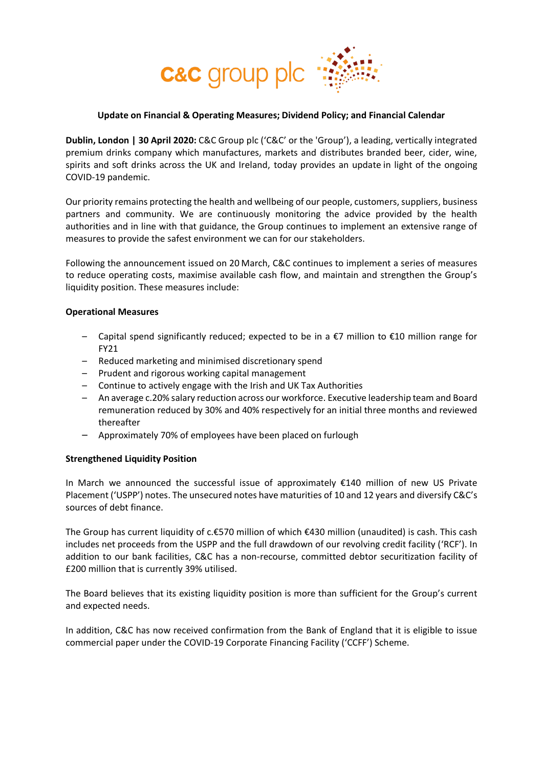**Update on Financial & Operating Measures; Dividend Policy; and Financial Calendar**

**Dublin, London | 30 April 2020:** C&C Group plc ('C&C' or the 'Group'), a leading, vertically integrated premium drinks company which manufactures, markets and distributes branded beer, cider, wine, spirits and soft drinks across the UK and Ireland, today provides an update in light of the ongoing COVID-19 pandemic.

Our priority remains protecting the health and wellbeing of our people, customers, suppliers, business partners and community. We are continuously monitoring the advice provided by the health authorities and in line with that guidance, the Group continues to implement an extensive range of measures to provide the safest environment we can for our stakeholders.

Following the announcement issued on 20 March, C&C continues to implement a series of measures to reduce operating costs, maximise available cash flow, and maintain and strengthen the Group's liquidity position. These measures include:

**Operational Measures**

- Capital spend significantly reduced; expected to be in a €7 million to €10 million range for FY21
- Reduced marketing and minimised discretionary spend
- Prudent and rigorous working capital management
- Continue to actively engage with the Irish and UK Tax Authorities
- An average c.20% salary reduction across our workforce. Executive leadership team and Board remuneration reduced by 30% and 40% respectively for an initial three months and reviewed thereafter
- Approximately 70% of employees have been placed on furlough

**Strengthened Liquidity Position**

In March we announced the successful issue of approximately €140 million of new US Private Placement ('USPP') notes. The unsecured notes have maturities of 10 and 12 years and diversify C&C's sources of debt finance.

The Group has current liquidity of c.€570 million of which €430 million (unaudited) is cash. This cash includes net proceeds from the USPP and the full drawdown of our revolving credit facility ('RCF'). In addition to our bank facilities, C&C has a non-recourse, committed debtor securitization facility of £200 million that is currently 39% utilised.

The Board believes that its existing liquidity position is more than sufficient for the Group's current and expected needs.

In addition, C&C has now received confirmation from the Bank of England that it is eligible to issue commercial paper under the COVID-19 Corporate Financing Facility ('CCFF') Scheme.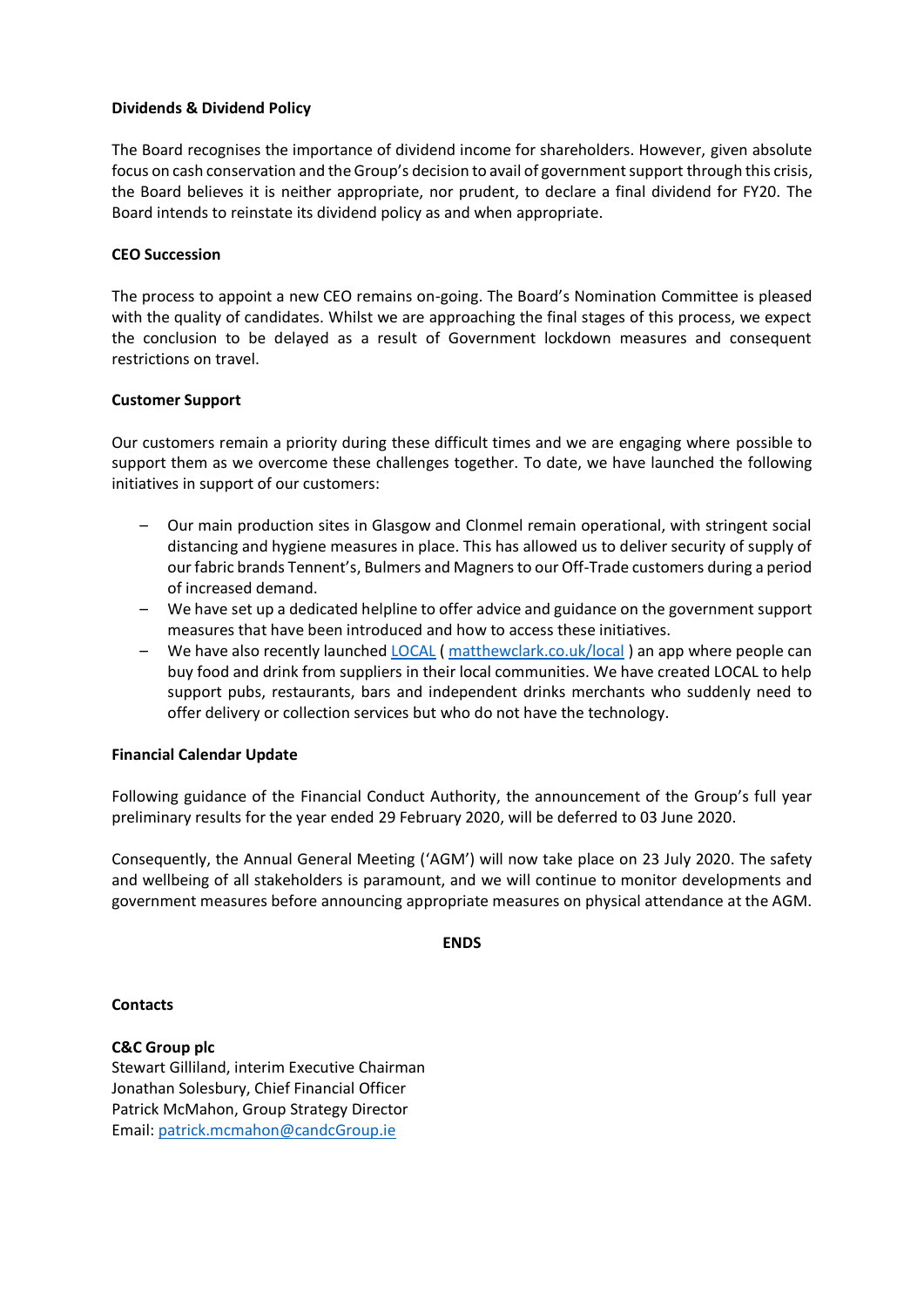**Dividends & Dividend Policy**

The Board recognises the importance of dividend income for shareholders. However, given absolute focus on cash conservation and the Group's decision to avail of government support through this crisis, the Board believes it is neither appropriate, nor prudent, to declare a final dividend for FY20. The Board intends to reinstate its dividend policy as and when appropriate.

**CEO Succession**

The process to appoint a new CEO remains on-going. The Board's Nomination Committee is pleased with the quality of candidates. Whilst we are approaching the final stages of this process, we expect the conclusion to be delayed as a result of Government lockdown measures and consequent restrictions on travel.

**Customer Support**

Our customers remain a priority during these difficult times and we are engaging where possible to support them as we overcome these challenges together. To date, we have launched the following initiatives in support of our customers:

- Our main production sites in Glasgow and Clonmel remain operational, with stringent social distancing and hygiene measures in place. This has allowed us to deliver security of supply of our fabric brands Tennent's, Bulmers and Magners to our Off-Trade customers during a period of increased demand.
- We have set up a dedicated helpline to offer advice and guidance on the government support measures that have been introduced and how to access these initiatives.
- We have also recently launched LOCAL ( matthewclark.co.uk/local ) an app where people can buy food and drink from suppliers in their local communities. We have created LOCAL to help support pubs, restaurants, bars and independent drinks merchants who suddenly need to offer delivery or collection services but who do not have the technology.

**Financial Calendar Update**

Following guidance of the Financial Conduct Authority, the announcement of the Group's full year preliminary results for the year ended 29 February 2020, will be deferred to 03 June 2020.

Consequently, the Annual General Meeting ('AGM') will now take place on 23 July 2020. The safety and wellbeing of all stakeholders is paramount, and we will continue to monitor developments and government measures before announcing appropriate measures on physical attendance at the AGM.

**ENDS**

**Contacts**

**C&C Group plc**
Stewart Gilliland, interim Executive Chairman
Jonathan Solesbury, Chief Financial Officer
Patrick McMahon, Group Strategy Director
Email: patrick.mcmahon@candcGroup.ie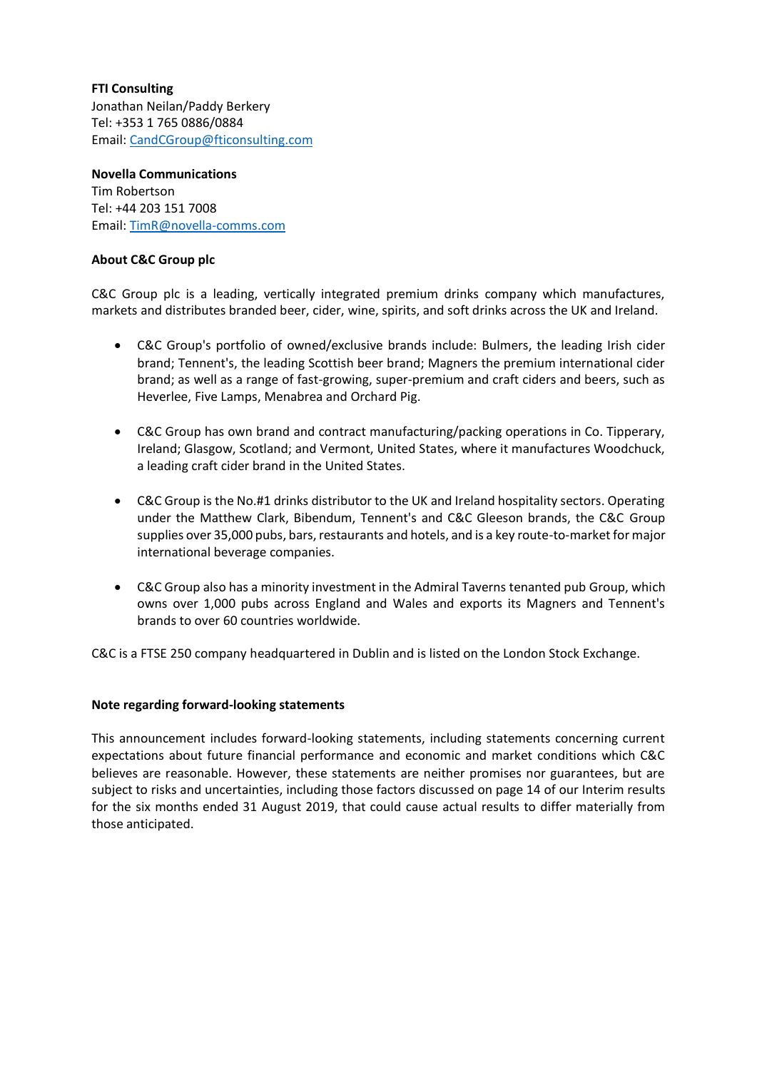**FTI Consulting**
Jonathan Neilan/Paddy Berkery
Tel: +353 1 765 0886/0884
Email: CandCGroup@fticonsulting.com

**Novella Communications**
Tim Robertson
Tel: +44 203 151 7008
Email: TimR@novella-comms.com

**About C&C Group plc**

C&C Group plc is a leading, vertically integrated premium drinks company which manufactures, markets and distributes branded beer, cider, wine, spirits, and soft drinks across the UK and Ireland.

- C&C Group's portfolio of owned/exclusive brands include: Bulmers, the leading Irish cider brand; Tennent's, the leading Scottish beer brand; Magners the premium international cider brand; as well as a range of fast-growing, super-premium and craft ciders and beers, such as Heverlee, Five Lamps, Menabrea and Orchard Pig.

- C&C Group has own brand and contract manufacturing/packing operations in Co. Tipperary, Ireland; Glasgow, Scotland; and Vermont, United States, where it manufactures Woodchuck, a leading craft cider brand in the United States.

- C&C Group is the No.#1 drinks distributor to the UK and Ireland hospitality sectors. Operating under the Matthew Clark, Bibendum, Tennent's and C&C Gleeson brands, the C&C Group supplies over 35,000 pubs, bars, restaurants and hotels, and is a key route-to-market for major international beverage companies.

- C&C Group also has a minority investment in the Admiral Taverns tenanted pub Group, which owns over 1,000 pubs across England and Wales and exports its Magners and Tennent's brands to over 60 countries worldwide.

C&C is a FTSE 250 company headquartered in Dublin and is listed on the London Stock Exchange.

**Note regarding forward-looking statements**

This announcement includes forward-looking statements, including statements concerning current expectations about future financial performance and economic and market conditions which C&C believes are reasonable. However, these statements are neither promises nor guarantees, but are subject to risks and uncertainties, including those factors discussed on page 14 of our Interim results for the six months ended 31 August 2019, that could cause actual results to differ materially from those anticipated.